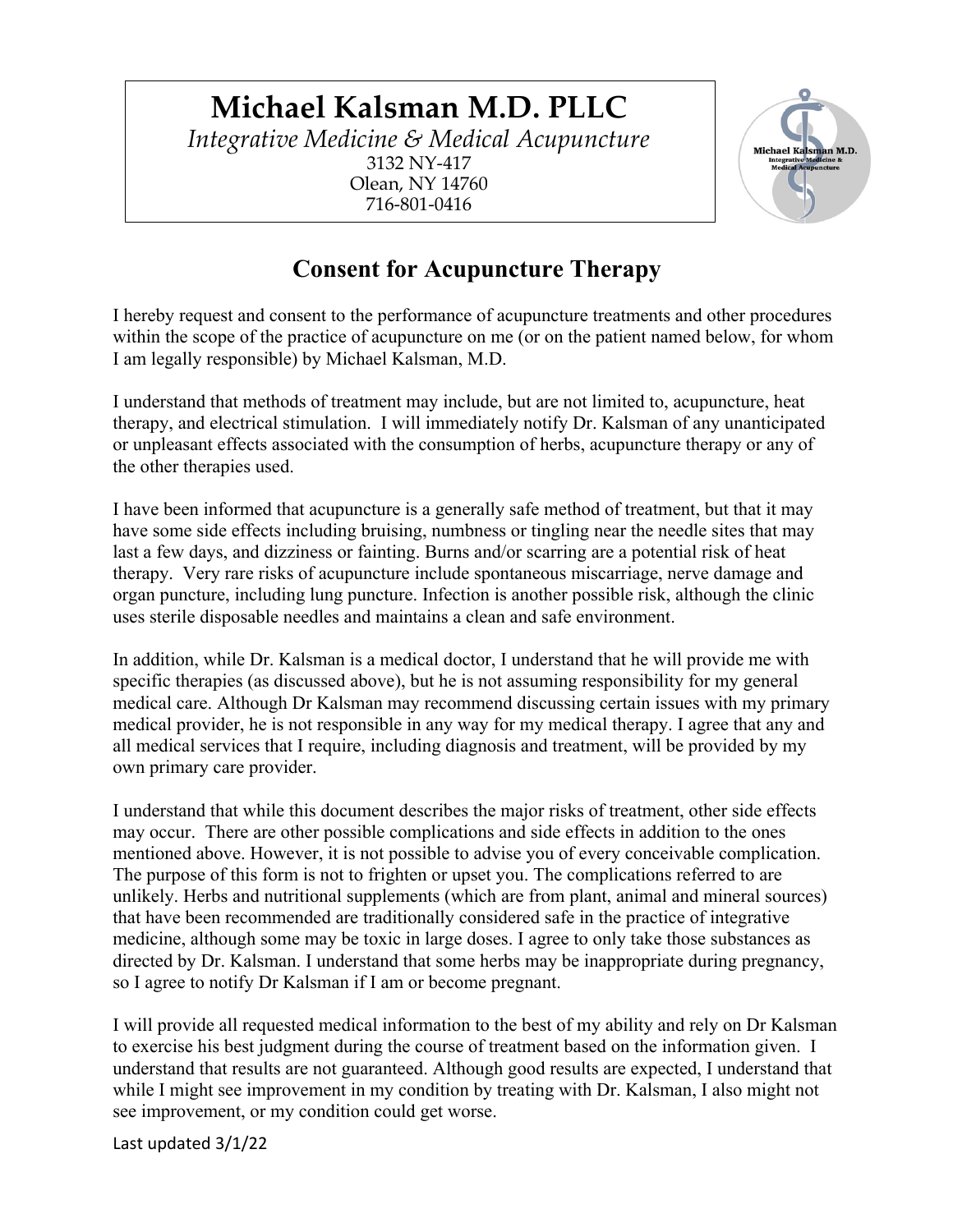# Michael Kalsman M.D. PLLC

*Integrative Medicine & Medical Acupuncture*
3132 NY-417
Olean, NY 14760
716-801-0416

## Consent for Acupuncture Therapy

I hereby request and consent to the performance of acupuncture treatments and other procedures within the scope of the practice of acupuncture on me (or on the patient named below, for whom I am legally responsible) by Michael Kalsman, M.D.

I understand that methods of treatment may include, but are not limited to, acupuncture, heat therapy, and electrical stimulation. I will immediately notify Dr. Kalsman of any unanticipated or unpleasant effects associated with the consumption of herbs, acupuncture therapy or any of the other therapies used.

I have been informed that acupuncture is a generally safe method of treatment, but that it may have some side effects including bruising, numbness or tingling near the needle sites that may last a few days, and dizziness or fainting. Burns and/or scarring are a potential risk of heat therapy. Very rare risks of acupuncture include spontaneous miscarriage, nerve damage and organ puncture, including lung puncture. Infection is another possible risk, although the clinic uses sterile disposable needles and maintains a clean and safe environment.

In addition, while Dr. Kalsman is a medical doctor, I understand that he will provide me with specific therapies (as discussed above), but he is not assuming responsibility for my general medical care. Although Dr Kalsman may recommend discussing certain issues with my primary medical provider, he is not responsible in any way for my medical therapy. I agree that any and all medical services that I require, including diagnosis and treatment, will be provided by my own primary care provider.

I understand that while this document describes the major risks of treatment, other side effects may occur. There are other possible complications and side effects in addition to the ones mentioned above. However, it is not possible to advise you of every conceivable complication. The purpose of this form is not to frighten or upset you. The complications referred to are unlikely. Herbs and nutritional supplements (which are from plant, animal and mineral sources) that have been recommended are traditionally considered safe in the practice of integrative medicine, although some may be toxic in large doses. I agree to only take those substances as directed by Dr. Kalsman. I understand that some herbs may be inappropriate during pregnancy, so I agree to notify Dr Kalsman if I am or become pregnant.

I will provide all requested medical information to the best of my ability and rely on Dr Kalsman to exercise his best judgment during the course of treatment based on the information given. I understand that results are not guaranteed. Although good results are expected, I understand that while I might see improvement in my condition by treating with Dr. Kalsman, I also might not see improvement, or my condition could get worse.

Last updated 3/1/22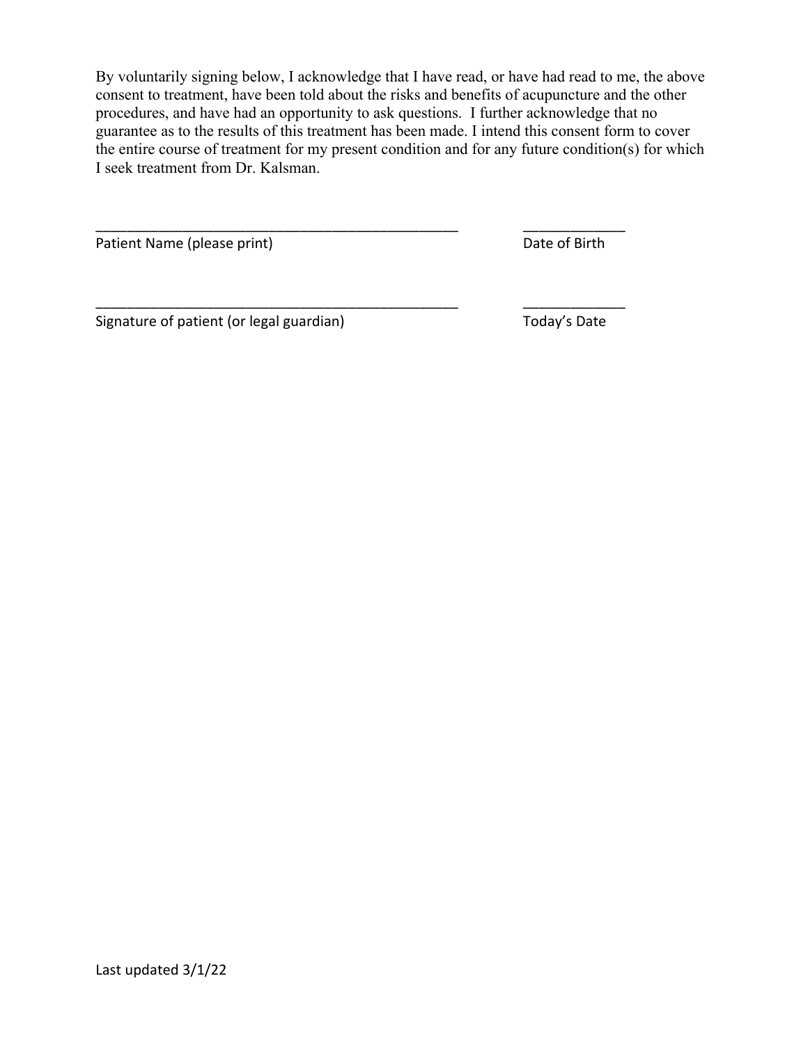By voluntarily signing below, I acknowledge that I have read, or have had read to me, the above consent to treatment, have been told about the risks and benefits of acupuncture and the other procedures, and have had an opportunity to ask questions. I further acknowledge that no guarantee as to the results of this treatment has been made. I intend this consent form to cover the entire course of treatment for my present condition and for any future condition(s) for which I seek treatment from Dr. Kalsman.

_______________________________________________ _____________

Patient Name (please print) Date of Birth

_______________________________________________ _____________

Signature of patient (or legal guardian) Today's Date

Last updated 3/1/22